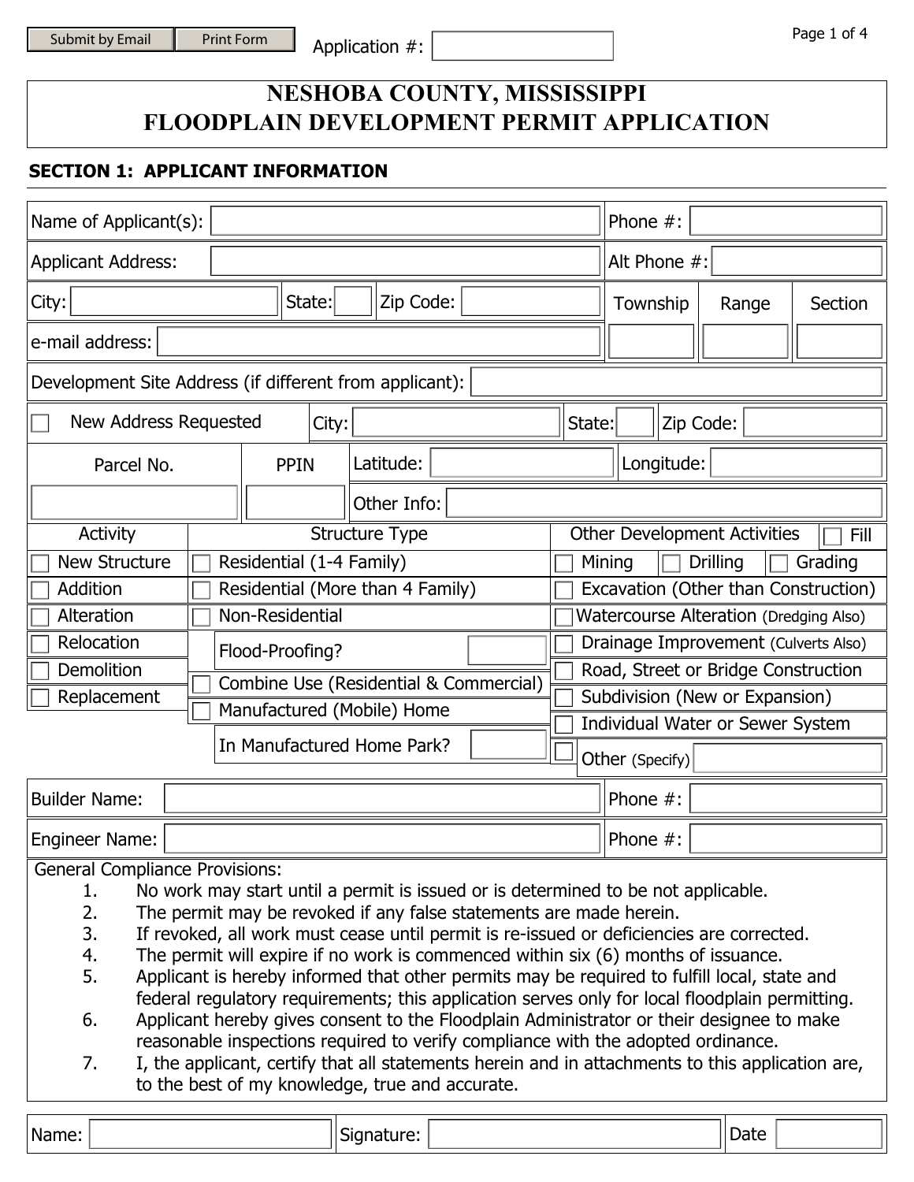Submit by Email | Print Form

Application #:

# NESHOBA COUNTY, MISSISSIPPI
# FLOODPLAIN DEVELOPMENT PERMIT APPLICATION

## SECTION 1: APPLICANT INFORMATION

| | |
|---|---|
| Name of Applicant(s): | Phone #: |
| Applicant Address: | Alt Phone #: |
| City: State: Zip Code: | Township / Range / Section |
| e-mail address: | |
| Development Site Address (if different from applicant): | |
| ☐ New Address Requested City: State: Zip Code: | |
| Parcel No. / PPIN | Latitude: Longitude: |
| | Other Info: |

| Activity | Structure Type | Other Development Activities ☐ Fill |
|---|---|---|
| ☐ New Structure | ☐ Residential (1-4 Family) | ☐ Mining ☐ Drilling ☐ Grading |
| ☐ Addition | ☐ Residential (More than 4 Family) | ☐ Excavation (Other than Construction) |
| ☐ Alteration | ☐ Non-Residential | ☐ Watercourse Alteration (Dredging Also) |
| ☐ Relocation | Flood-Proofing? | ☐ Drainage Improvement (Culverts Also) |
| ☐ Demolition | ☐ Combine Use (Residential & Commercial) | ☐ Road, Street or Bridge Construction |
| ☐ Replacement | ☐ Manufactured (Mobile) Home | ☐ Subdivision (New or Expansion) |
| | In Manufactured Home Park? | ☐ Individual Water or Sewer System |
| | | ☐ Other (Specify) |

| | |
|---|---|
| Builder Name: | Phone #: |
| Engineer Name: | Phone #: |

General Compliance Provisions:

1. No work may start until a permit is issued or is determined to be not applicable.
2. The permit may be revoked if any false statements are made herein.
3. If revoked, all work must cease until permit is re-issued or deficiencies are corrected.
4. The permit will expire if no work is commenced within six (6) months of issuance.
5. Applicant is hereby informed that other permits may be required to fulfill local, state and federal regulatory requirements; this application serves only for local floodplain permitting.
6. Applicant hereby gives consent to the Floodplain Administrator or their designee to make reasonable inspections required to verify compliance with the adopted ordinance.
7. I, the applicant, certify that all statements herein and in attachments to this application are, to the best of my knowledge, true and accurate.

| Name: | Signature: | Date |
|---|---|---|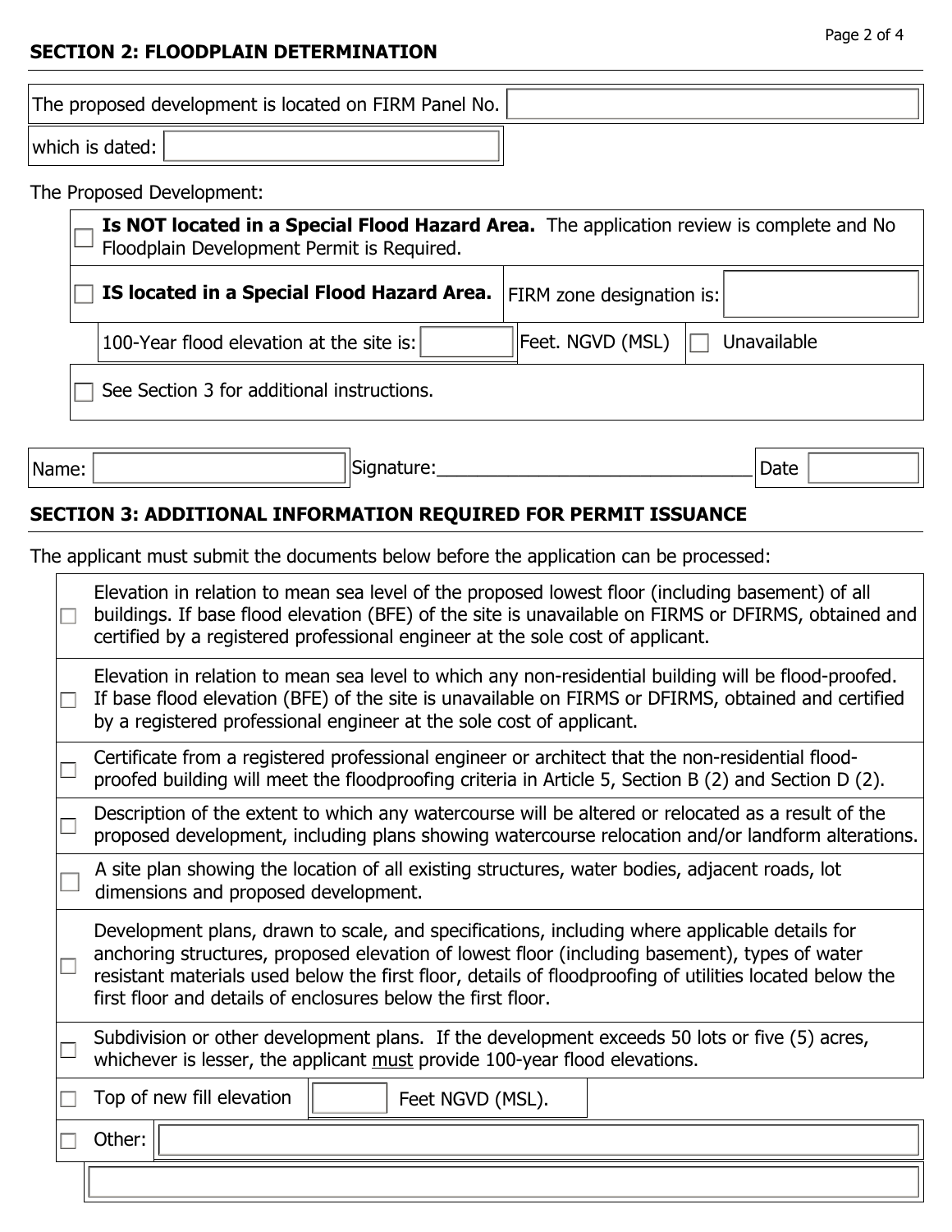## SECTION 2: FLOODPLAIN DETERMINATION

The proposed development is located on FIRM Panel No. \_\_\_\_\_\_\_\_\_\_

which is dated: \_\_\_\_\_\_\_\_\_\_

The Proposed Development:

- ☐ **Is NOT located in a Special Flood Hazard Area.** The application review is complete and No Floodplain Development Permit is Required.
- ☐ **IS located in a Special Flood Hazard Area.** FIRM zone designation is: \_\_\_\_\_\_\_\_\_\_
  - 100-Year flood elevation at the site is: \_\_\_\_\_\_\_\_\_\_ Feet. NGVD (MSL) ☐ Unavailable
- ☐ See Section 3 for additional instructions.

Name: \_\_\_\_\_\_\_\_\_\_ Signature:\_\_\_\_\_\_\_\_\_\_\_\_\_\_\_\_\_\_\_\_\_\_\_\_\_\_\_\_\_\_ Date \_\_\_\_\_\_\_\_\_\_

## SECTION 3: ADDITIONAL INFORMATION REQUIRED FOR PERMIT ISSUANCE

The applicant must submit the documents below before the application can be processed:

- ☐ Elevation in relation to mean sea level of the proposed lowest floor (including basement) of all buildings. If base flood elevation (BFE) of the site is unavailable on FIRMS or DFIRMS, obtained and certified by a registered professional engineer at the sole cost of applicant.
- ☐ Elevation in relation to mean sea level to which any non-residential building will be flood-proofed. If base flood elevation (BFE) of the site is unavailable on FIRMS or DFIRMS, obtained and certified by a registered professional engineer at the sole cost of applicant.
- ☐ Certificate from a registered professional engineer or architect that the non-residential flood-proofed building will meet the floodproofing criteria in Article 5, Section B (2) and Section D (2).
- ☐ Description of the extent to which any watercourse will be altered or relocated as a result of the proposed development, including plans showing watercourse relocation and/or landform alterations.
- ☐ A site plan showing the location of all existing structures, water bodies, adjacent roads, lot dimensions and proposed development.
- ☐ Development plans, drawn to scale, and specifications, including where applicable details for anchoring structures, proposed elevation of lowest floor (including basement), types of water resistant materials used below the first floor, details of floodproofing of utilities located below the first floor and details of enclosures below the first floor.
- ☐ Subdivision or other development plans. If the development exceeds 50 lots or five (5) acres, whichever is lesser, the applicant <u>must</u> provide 100-year flood elevations.
- ☐ Top of new fill elevation \_\_\_\_\_\_\_\_\_\_ Feet NGVD (MSL).
- ☐ Other: \_\_\_\_\_\_\_\_\_\_

\_\_\_\_\_\_\_\_\_\_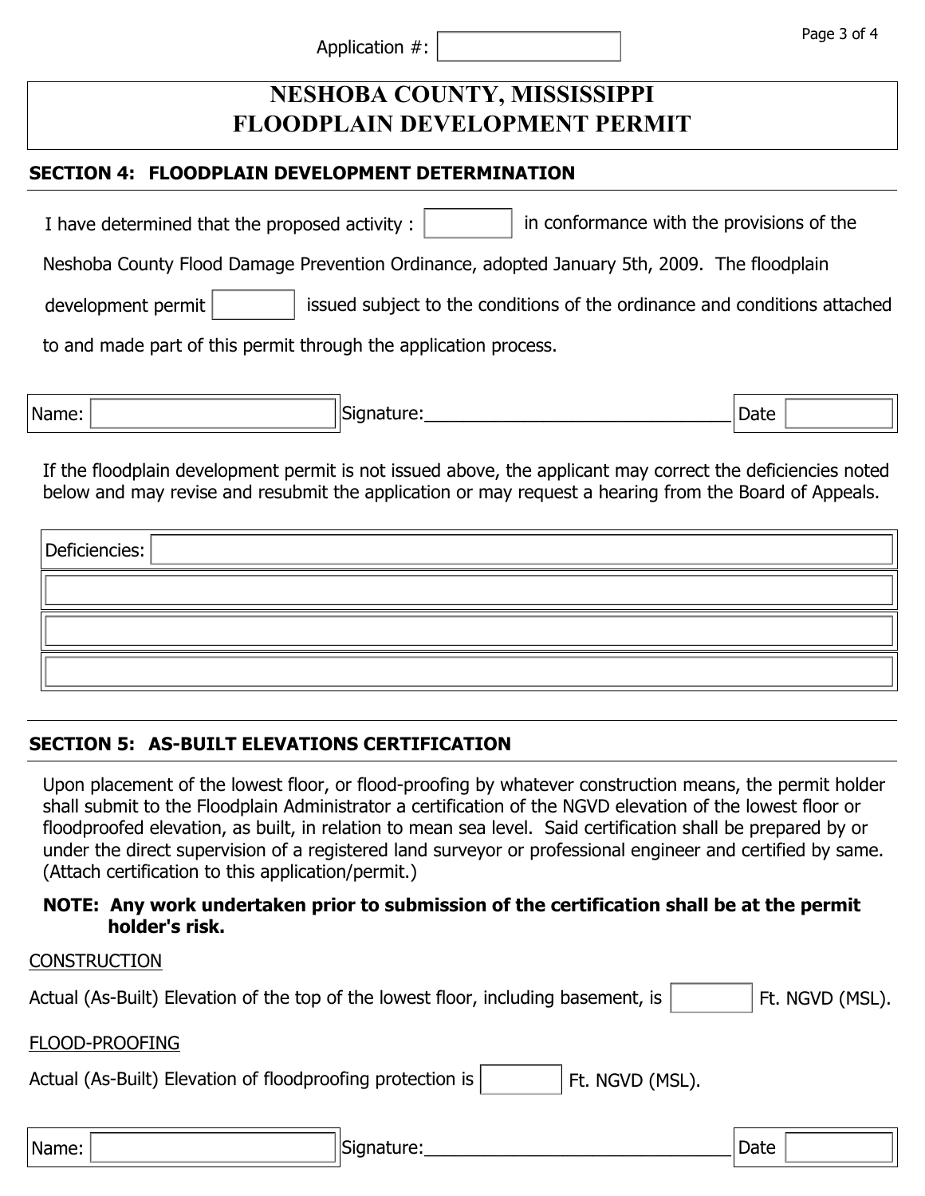Application #: 

# NESHOBA COUNTY, MISSISSIPPI
# FLOODPLAIN DEVELOPMENT PERMIT

## SECTION 4: FLOODPLAIN DEVELOPMENT DETERMINATION

I have determined that the proposed activity : ______ in conformance with the provisions of the Neshoba County Flood Damage Prevention Ordinance, adopted January 5th, 2009. The floodplain development permit ______ issued subject to the conditions of the ordinance and conditions attached to and made part of this permit through the application process.

| Name: | Signature:______________________________ | Date |
|---|---|---|

If the floodplain development permit is not issued above, the applicant may correct the deficiencies noted below and may revise and resubmit the application or may request a hearing from the Board of Appeals.

| Deficiencies: |
|---|
| |
| |
| |

## SECTION 5: AS-BUILT ELEVATIONS CERTIFICATION

Upon placement of the lowest floor, or flood-proofing by whatever construction means, the permit holder shall submit to the Floodplain Administrator a certification of the NGVD elevation of the lowest floor or floodproofed elevation, as built, in relation to mean sea level. Said certification shall be prepared by or under the direct supervision of a registered land surveyor or professional engineer and certified by same. (Attach certification to this application/permit.)

**NOTE: Any work undertaken prior to submission of the certification shall be at the permit holder's risk.**

CONSTRUCTION

Actual (As-Built) Elevation of the top of the lowest floor, including basement, is ______ Ft. NGVD (MSL).

FLOOD-PROOFING

Actual (As-Built) Elevation of floodproofing protection is ______ Ft. NGVD (MSL).

| Name: | Signature:______________________________ | Date |
|---|---|---|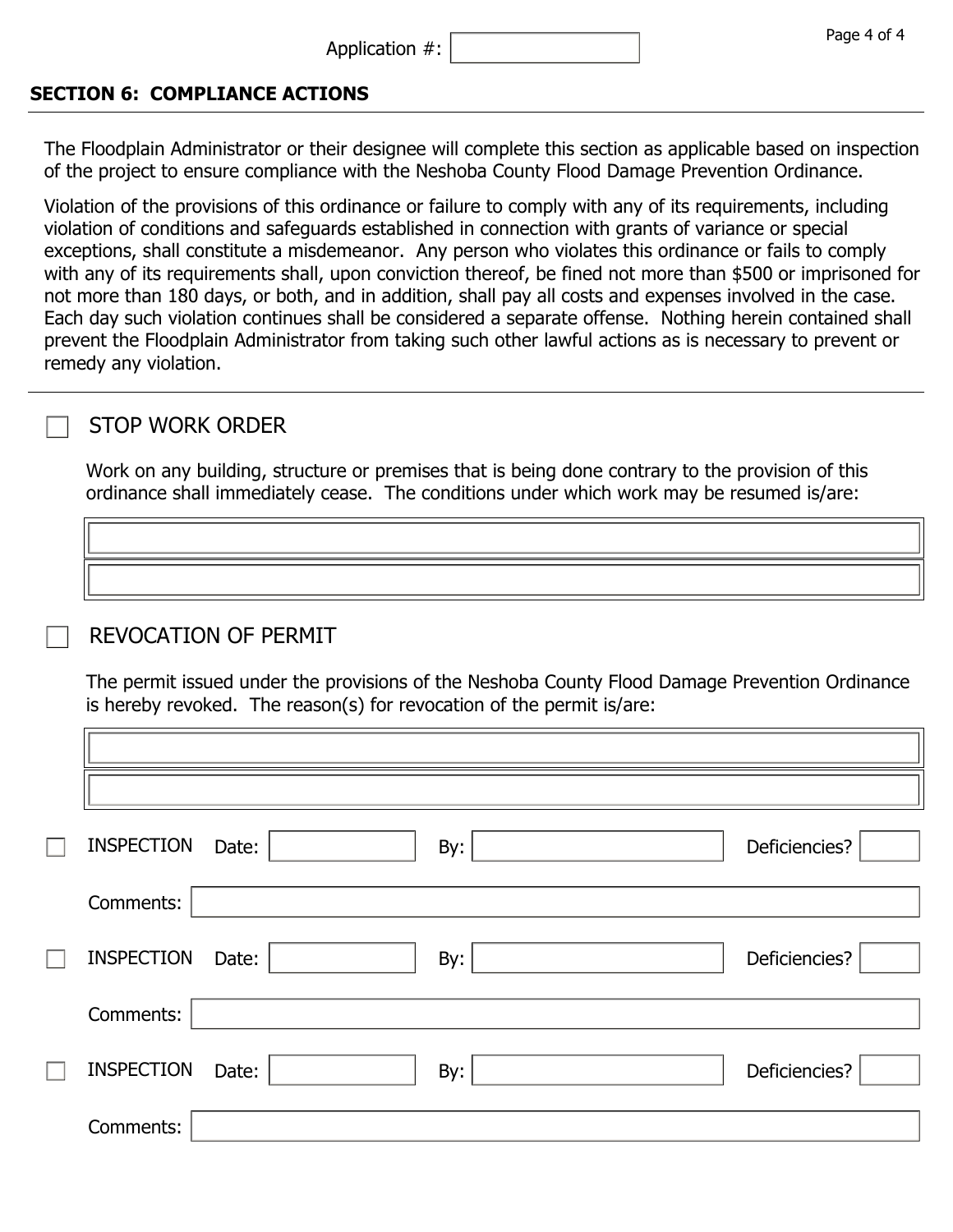Application #:

## SECTION 6: COMPLIANCE ACTIONS

The Floodplain Administrator or their designee will complete this section as applicable based on inspection of the project to ensure compliance with the Neshoba County Flood Damage Prevention Ordinance.

Violation of the provisions of this ordinance or failure to comply with any of its requirements, including violation of conditions and safeguards established in connection with grants of variance or special exceptions, shall constitute a misdemeanor. Any person who violates this ordinance or fails to comply with any of its requirements shall, upon conviction thereof, be fined not more than $500 or imprisoned for not more than 180 days, or both, and in addition, shall pay all costs and expenses involved in the case. Each day such violation continues shall be considered a separate offense. Nothing herein contained shall prevent the Floodplain Administrator from taking such other lawful actions as is necessary to prevent or remedy any violation.

---

☐ STOP WORK ORDER

Work on any building, structure or premises that is being done contrary to the provision of this ordinance shall immediately cease. The conditions under which work may be resumed is/are:

☐ REVOCATION OF PERMIT

The permit issued under the provisions of the Neshoba County Flood Damage Prevention Ordinance is hereby revoked. The reason(s) for revocation of the permit is/are:

☐ INSPECTION Date: By: Deficiencies?

Comments:

☐ INSPECTION Date: By: Deficiencies?

Comments:

☐ INSPECTION Date: By: Deficiencies?

Comments: